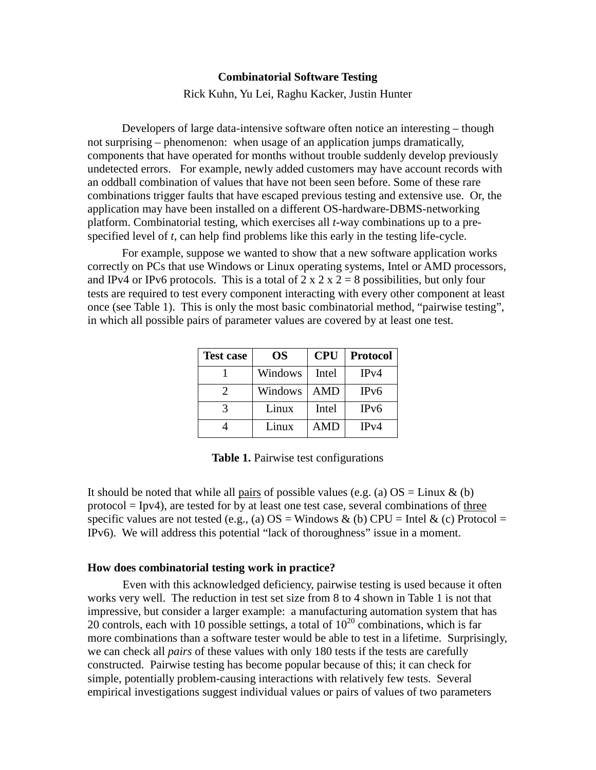# Combinatorial Software Testing

Rick Kuhn, Yu Lei, Raghu Kacker, Justin Hunter

Developers of large data-intensive software often notice an interesting – though not surprising – phenomenon: when usage of an application jumps dramatically, components that have operated for months without trouble suddenly develop previously undetected errors. For example, newly added customers may have account records with an oddball combination of values that have not been seen before. Some of these rare combinations trigger faults that have escaped previous testing and extensive use. Or, the application may have been installed on a different OS-hardware-DBMS-networking platform. Combinatorial testing, which exercises all *t*-way combinations up to a pre-specified level of *t*, can help find problems like this early in the testing life-cycle.

For example, suppose we wanted to show that a new software application works correctly on PCs that use Windows or Linux operating systems, Intel or AMD processors, and IPv4 or IPv6 protocols. This is a total of 2 x 2 x 2 = 8 possibilities, but only four tests are required to test every component interacting with every other component at least once (see Table 1). This is only the most basic combinatorial method, "pairwise testing", in which all possible pairs of parameter values are covered by at least one test.

| Test case | OS | CPU | Protocol |
|---|---|---|---|
| 1 | Windows | Intel | IPv4 |
| 2 | Windows | AMD | IPv6 |
| 3 | Linux | Intel | IPv6 |
| 4 | Linux | AMD | IPv4 |

**Table 1.** Pairwise test configurations

It should be noted that while all pairs of possible values (e.g. (a) OS = Linux & (b) protocol = Ipv4), are tested for by at least one test case, several combinations of three specific values are not tested (e.g., (a) OS = Windows & (b) CPU = Intel & (c) Protocol = IPv6). We will address this potential "lack of thoroughness" issue in a moment.

### How does combinatorial testing work in practice?

Even with this acknowledged deficiency, pairwise testing is used because it often works very well. The reduction in test set size from 8 to 4 shown in Table 1 is not that impressive, but consider a larger example: a manufacturing automation system that has 20 controls, each with 10 possible settings, a total of $10^{20}$ combinations, which is far more combinations than a software tester would be able to test in a lifetime. Surprisingly, we can check all *pairs* of these values with only 180 tests if the tests are carefully constructed. Pairwise testing has become popular because of this; it can check for simple, potentially problem-causing interactions with relatively few tests. Several empirical investigations suggest individual values or pairs of values of two parameters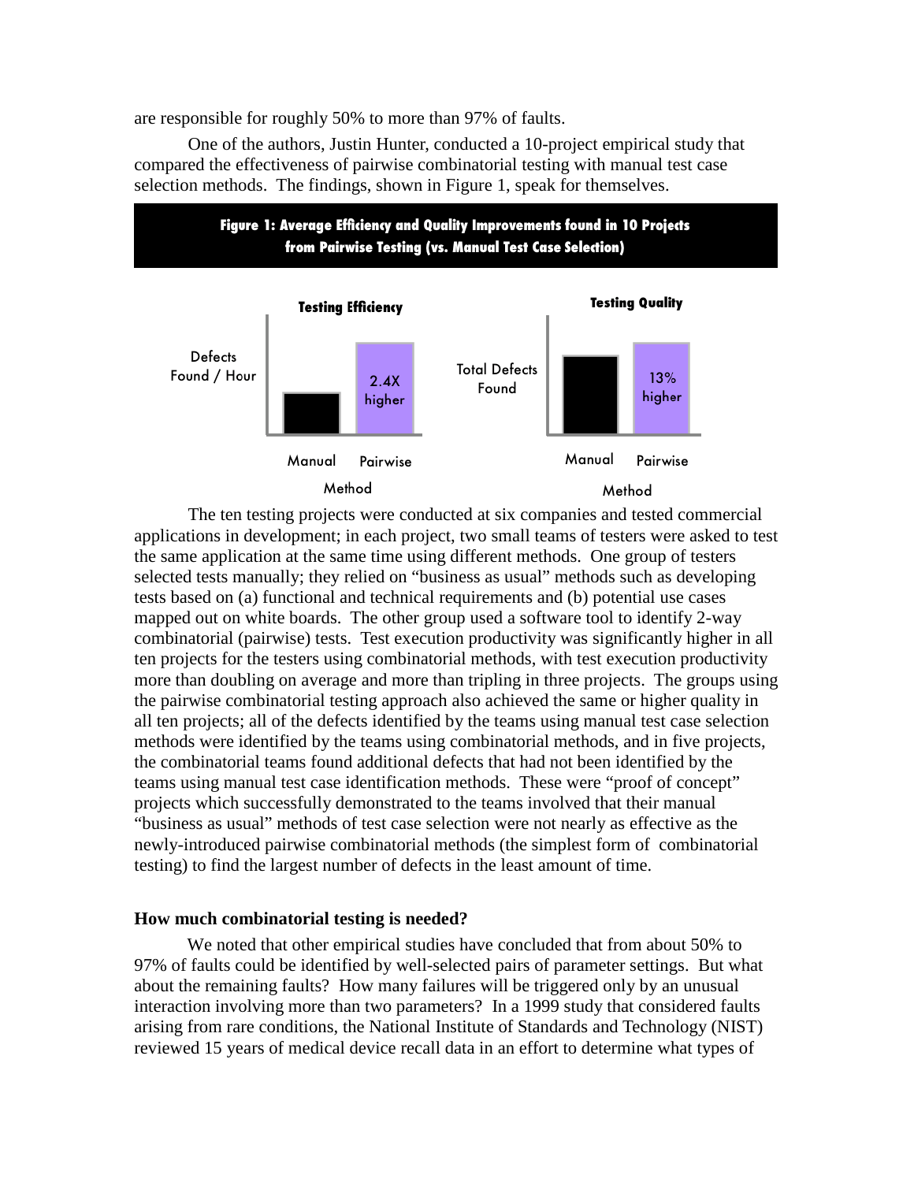are responsible for roughly 50% to more than 97% of faults.

One of the authors, Justin Hunter, conducted a 10-project empirical study that compared the effectiveness of pairwise combinatorial testing with manual test case selection methods. The findings, shown in Figure 1, speak for themselves.

**Figure 1: Average Efficiency and Quality Improvements found in 10 Projects from Pairwise Testing (vs. Manual Test Case Selection)**

**Testing Efficiency**

Defects Found / Hour

Manual | Pairwise: 2.4X higher

Method

**Testing Quality**

Total Defects Found

Manual | Pairwise: 13% higher

Method

The ten testing projects were conducted at six companies and tested commercial applications in development; in each project, two small teams of testers were asked to test the same application at the same time using different methods. One group of testers selected tests manually; they relied on "business as usual" methods such as developing tests based on (a) functional and technical requirements and (b) potential use cases mapped out on white boards. The other group used a software tool to identify 2-way combinatorial (pairwise) tests. Test execution productivity was significantly higher in all ten projects for the testers using combinatorial methods, with test execution productivity more than doubling on average and more than tripling in three projects. The groups using the pairwise combinatorial testing approach also achieved the same or higher quality in all ten projects; all of the defects identified by the teams using manual test case selection methods were identified by the teams using combinatorial methods, and in five projects, the combinatorial teams found additional defects that had not been identified by the teams using manual test case identification methods. These were "proof of concept" projects which successfully demonstrated to the teams involved that their manual "business as usual" methods of test case selection were not nearly as effective as the newly-introduced pairwise combinatorial methods (the simplest form of combinatorial testing) to find the largest number of defects in the least amount of time.

### How much combinatorial testing is needed?

We noted that other empirical studies have concluded that from about 50% to 97% of faults could be identified by well-selected pairs of parameter settings. But what about the remaining faults? How many failures will be triggered only by an unusual interaction involving more than two parameters? In a 1999 study that considered faults arising from rare conditions, the National Institute of Standards and Technology (NIST) reviewed 15 years of medical device recall data in an effort to determine what types of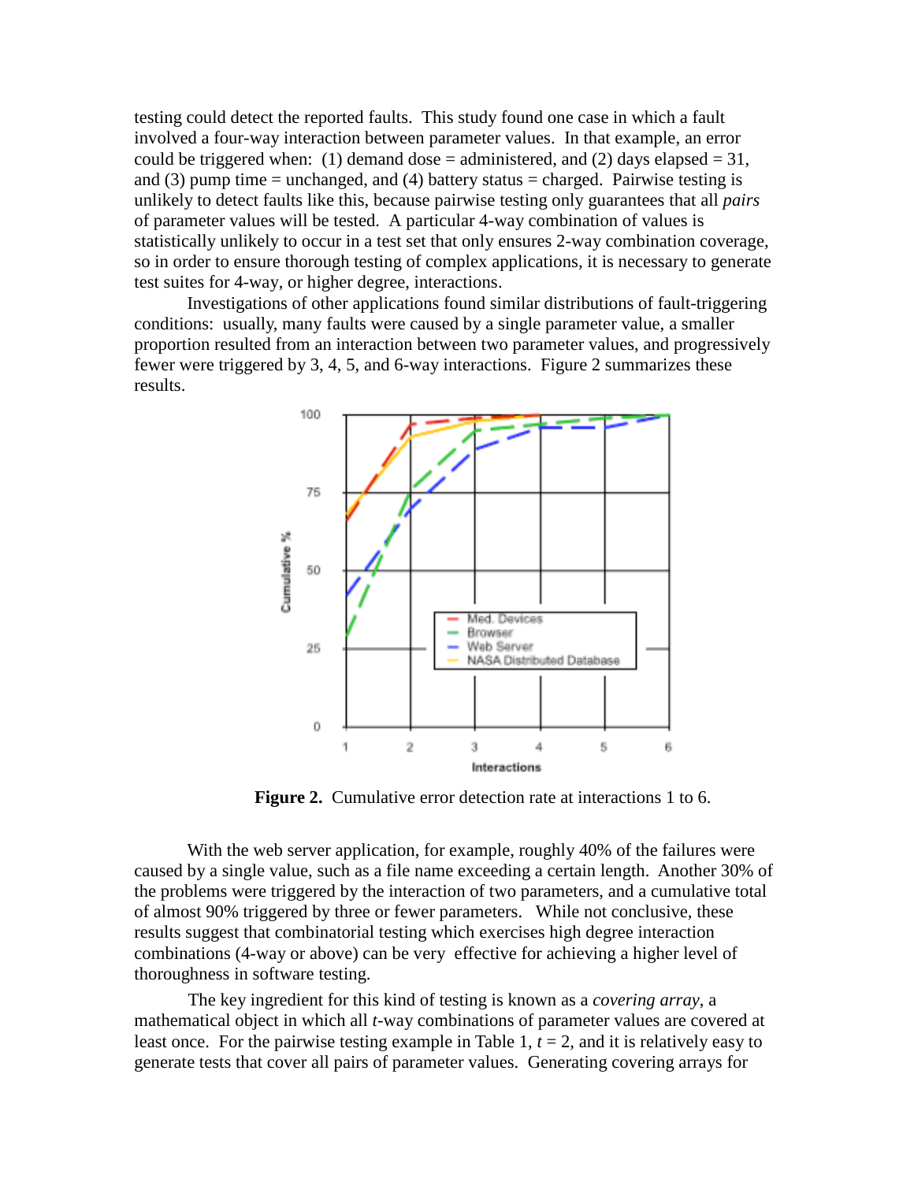testing could detect the reported faults. This study found one case in which a fault involved a four-way interaction between parameter values. In that example, an error could be triggered when: (1) demand dose = administered, and (2) days elapsed = 31, and (3) pump time = unchanged, and (4) battery status = charged. Pairwise testing is unlikely to detect faults like this, because pairwise testing only guarantees that all *pairs* of parameter values will be tested. A particular 4-way combination of values is statistically unlikely to occur in a test set that only ensures 2-way combination coverage, so in order to ensure thorough testing of complex applications, it is necessary to generate test suites for 4-way, or higher degree, interactions.

Investigations of other applications found similar distributions of fault-triggering conditions: usually, many faults were caused by a single parameter value, a smaller proportion resulted from an interaction between two parameter values, and progressively fewer were triggered by 3, 4, 5, and 6-way interactions. Figure 2 summarizes these results.

**Figure 2.** Cumulative error detection rate at interactions 1 to 6.

With the web server application, for example, roughly 40% of the failures were caused by a single value, such as a file name exceeding a certain length. Another 30% of the problems were triggered by the interaction of two parameters, and a cumulative total of almost 90% triggered by three or fewer parameters. While not conclusive, these results suggest that combinatorial testing which exercises high degree interaction combinations (4-way or above) can be very effective for achieving a higher level of thoroughness in software testing.

The key ingredient for this kind of testing is known as a *covering array*, a mathematical object in which all $t$-way combinations of parameter values are covered at least once. For the pairwise testing example in Table 1, $t = 2$, and it is relatively easy to generate tests that cover all pairs of parameter values. Generating covering arrays for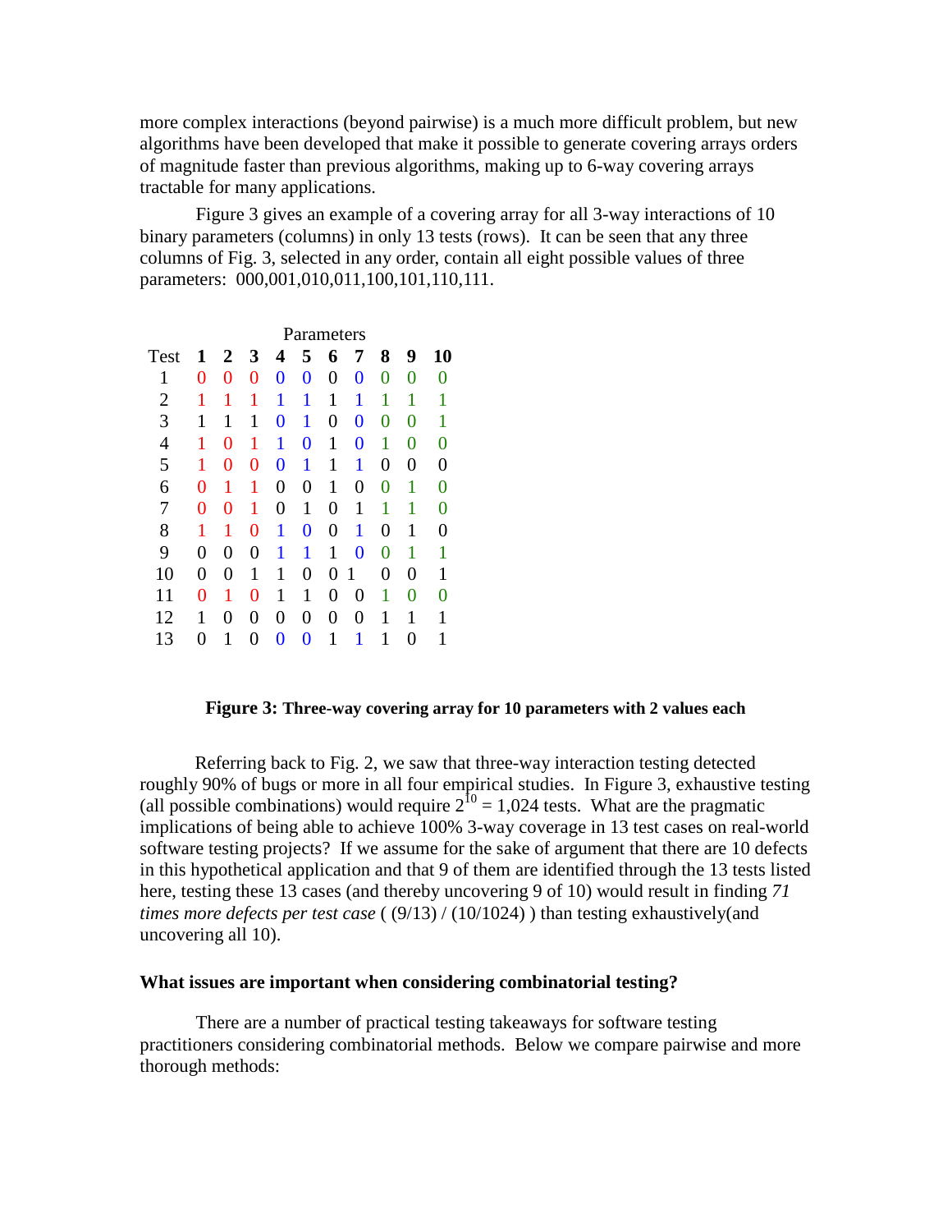more complex interactions (beyond pairwise) is a much more difficult problem, but new algorithms have been developed that make it possible to generate covering arrays orders of magnitude faster than previous algorithms, making up to 6-way covering arrays tractable for many applications.

Figure 3 gives an example of a covering array for all 3-way interactions of 10 binary parameters (columns) in only 13 tests (rows). It can be seen that any three columns of Fig. 3, selected in any order, contain all eight possible values of three parameters: 000,001,010,011,100,101,110,111.

| | Parameters | | | | | | | | | |
|---|---|---|---|---|---|---|---|---|---|---|
| Test | **1** | **2** | **3** | **4** | **5** | **6** | **7** | **8** | **9** | **10** |
| 1 | 0 | 0 | 0 | 0 | 0 | 0 | 0 | 0 | 0 | 0 |
| 2 | 1 | 1 | 1 | 1 | 1 | 1 | 1 | 1 | 1 | 1 |
| 3 | 1 | 1 | 1 | 0 | 1 | 0 | 0 | 0 | 0 | 1 |
| 4 | 1 | 0 | 1 | 1 | 0 | 1 | 0 | 1 | 0 | 0 |
| 5 | 1 | 0 | 0 | 0 | 1 | 1 | 1 | 0 | 0 | 0 |
| 6 | 0 | 1 | 1 | 0 | 0 | 1 | 0 | 0 | 1 | 0 |
| 7 | 0 | 0 | 1 | 0 | 1 | 0 | 1 | 1 | 1 | 0 |
| 8 | 1 | 1 | 0 | 1 | 0 | 0 | 1 | 0 | 1 | 0 |
| 9 | 0 | 0 | 0 | 1 | 1 | 1 | 0 | 0 | 1 | 1 |
| 10 | 0 | 0 | 1 | 1 | 0 | 0 | 1 | 0 | 0 | 1 |
| 11 | 0 | 1 | 0 | 1 | 1 | 0 | 0 | 1 | 0 | 0 |
| 12 | 1 | 0 | 0 | 0 | 0 | 0 | 0 | 1 | 1 | 1 |
| 13 | 0 | 1 | 0 | 0 | 0 | 1 | 1 | 1 | 0 | 1 |

**Figure 3: Three-way covering array for 10 parameters with 2 values each**

Referring back to Fig. 2, we saw that three-way interaction testing detected roughly 90% of bugs or more in all four empirical studies. In Figure 3, exhaustive testing (all possible combinations) would require $2^{10}$ = 1,024 tests. What are the pragmatic implications of being able to achieve 100% 3-way coverage in 13 test cases on real-world software testing projects? If we assume for the sake of argument that there are 10 defects in this hypothetical application and that 9 of them are identified through the 13 tests listed here, testing these 13 cases (and thereby uncovering 9 of 10) would result in finding *71 times more defects per test case* ( (9/13) / (10/1024) ) than testing exhaustively(and uncovering all 10).

### What issues are important when considering combinatorial testing?

There are a number of practical testing takeaways for software testing practitioners considering combinatorial methods. Below we compare pairwise and more thorough methods: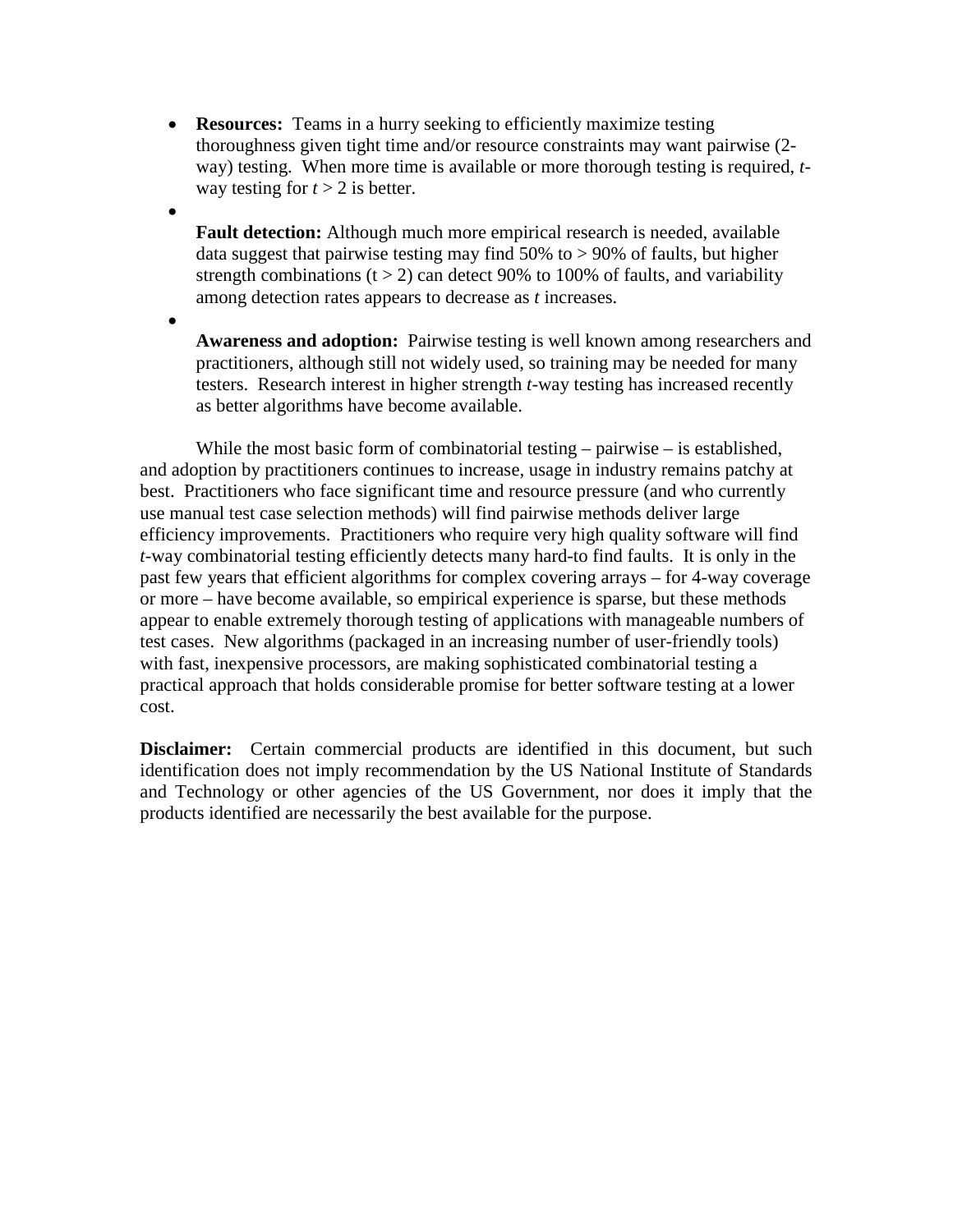- **Resources:** Teams in a hurry seeking to efficiently maximize testing thoroughness given tight time and/or resource constraints may want pairwise (2-way) testing. When more time is available or more thorough testing is required, *t*-way testing for $t > 2$ is better.
- **Fault detection:** Although much more empirical research is needed, available data suggest that pairwise testing may find 50% to > 90% of faults, but higher strength combinations ($t > 2$) can detect 90% to 100% of faults, and variability among detection rates appears to decrease as *t* increases.
- **Awareness and adoption:** Pairwise testing is well known among researchers and practitioners, although still not widely used, so training may be needed for many testers. Research interest in higher strength *t*-way testing has increased recently as better algorithms have become available.

While the most basic form of combinatorial testing – pairwise – is established, and adoption by practitioners continues to increase, usage in industry remains patchy at best. Practitioners who face significant time and resource pressure (and who currently use manual test case selection methods) will find pairwise methods deliver large efficiency improvements. Practitioners who require very high quality software will find *t*-way combinatorial testing efficiently detects many hard-to find faults. It is only in the past few years that efficient algorithms for complex covering arrays – for 4-way coverage or more – have become available, so empirical experience is sparse, but these methods appear to enable extremely thorough testing of applications with manageable numbers of test cases. New algorithms (packaged in an increasing number of user-friendly tools) with fast, inexpensive processors, are making sophisticated combinatorial testing a practical approach that holds considerable promise for better software testing at a lower cost.

**Disclaimer:** Certain commercial products are identified in this document, but such identification does not imply recommendation by the US National Institute of Standards and Technology or other agencies of the US Government, nor does it imply that the products identified are necessarily the best available for the purpose.